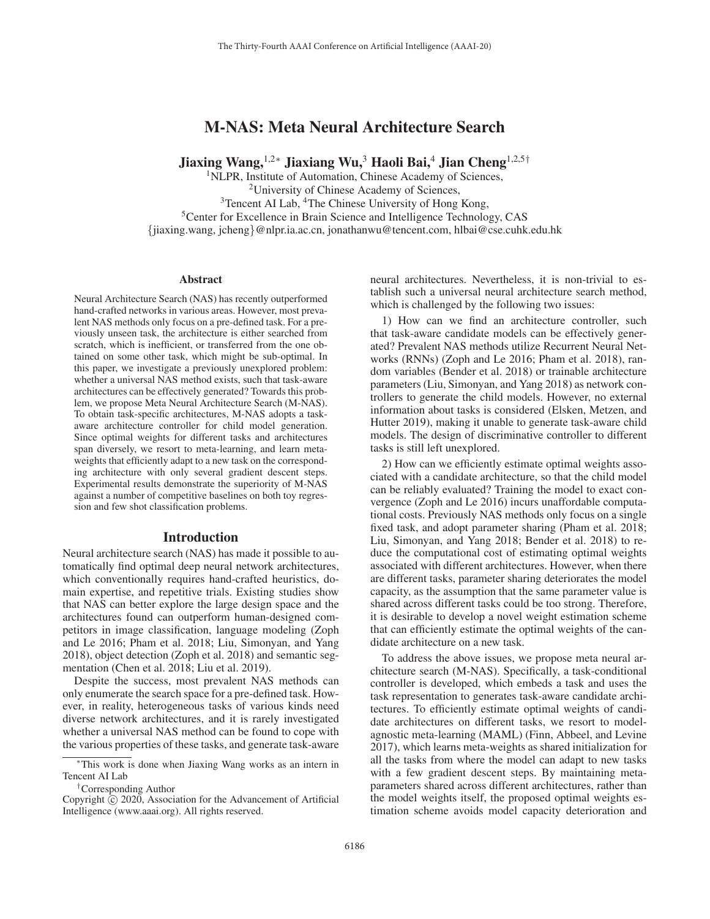# M-NAS: Meta Neural Architecture Search

**Jiaxing Wang,[1,2*] Jiaxiang Wu,[3] Haoli Bai,[4] Jian Cheng[1,2,5†]**

[1]NLPR, Institute of Automation, Chinese Academy of Sciences,
[2]University of Chinese Academy of Sciences,
[3]Tencent AI Lab, [4]The Chinese University of Hong Kong,
[5]Center for Excellence in Brain Science and Intelligence Technology, CAS
{jiaxing.wang, jcheng}@nlpr.ia.ac.cn, jonathanwu@tencent.com, hlbai@cse.cuhk.edu.hk

## Abstract

Neural Architecture Search (NAS) has recently outperformed hand-crafted networks in various areas. However, most prevalent NAS methods only focus on a pre-defined task. For a previously unseen task, the architecture is either searched from scratch, which is inefficient, or transferred from the one obtained on some other task, which might be sub-optimal. In this paper, we investigate a previously unexplored problem: whether a universal NAS method exists, such that task-aware architectures can be effectively generated? Towards this problem, we propose Meta Neural Architecture Search (M-NAS). To obtain task-specific architectures, M-NAS adopts a task-aware architecture controller for child model generation. Since optimal weights for different tasks and architectures span diversely, we resort to meta-learning, and learn meta-weights that efficiently adapt to a new task on the corresponding architecture with only several gradient descent steps. Experimental results demonstrate the superiority of M-NAS against a number of competitive baselines on both toy regression and few shot classification problems.

## Introduction

Neural architecture search (NAS) has made it possible to automatically find optimal deep neural network architectures, which conventionally requires hand-crafted heuristics, domain expertise, and repetitive trials. Existing studies show that NAS can better explore the large design space and the architectures found can outperform human-designed competitors in image classification, language modeling (Zoph and Le 2016; Pham et al. 2018; Liu, Simonyan, and Yang 2018), object detection (Zoph et al. 2018) and semantic segmentation (Chen et al. 2018; Liu et al. 2019).

Despite the success, most prevalent NAS methods can only enumerate the search space for a pre-defined task. However, in reality, heterogeneous tasks of various kinds need diverse network architectures, and it is rarely investigated whether a universal NAS method can be found to cope with the various properties of these tasks, and generate task-aware neural architectures. Nevertheless, it is non-trivial to establish such a universal neural architecture search method, which is challenged by the following two issues:

1) How can we find an architecture controller, such that task-aware candidate models can be effectively generated? Prevalent NAS methods utilize Recurrent Neural Networks (RNNs) (Zoph and Le 2016; Pham et al. 2018), random variables (Bender et al. 2018) or trainable architecture parameters (Liu, Simonyan, and Yang 2018) as network controllers to generate the child models. However, no external information about tasks is considered (Elsken, Metzen, and Hutter 2019), making it unable to generate task-aware child models. The design of discriminative controller to different tasks is still left unexplored.

2) How can we efficiently estimate optimal weights associated with a candidate architecture, so that the child model can be reliably evaluated? Training the model to exact convergence (Zoph and Le 2016) incurs unaffordable computational costs. Previously NAS methods only focus on a single fixed task, and adopt parameter sharing (Pham et al. 2018; Liu, Simonyan, and Yang 2018; Bender et al. 2018) to reduce the computational cost of estimating optimal weights associated with different architectures. However, when there are different tasks, parameter sharing deteriorates the model capacity, as the assumption that the same parameter value is shared across different tasks could be too strong. Therefore, it is desirable to develop a novel weight estimation scheme that can efficiently estimate the optimal weights of the candidate architecture on a new task.

To address the above issues, we propose meta neural architecture search (M-NAS). Specifically, a task-conditional controller is developed, which embeds a task and uses the task representation to generates task-aware candidate architectures. To efficiently estimate optimal weights of candidate architectures on different tasks, we resort to model-agnostic meta-learning (MAML) (Finn, Abbeel, and Levine 2017), which learns meta-weights as shared initialization for all the tasks from where the model can adapt to new tasks with a few gradient descent steps. By maintaining meta-parameters shared across different architectures, rather than the model weights itself, the proposed optimal weights estimation scheme avoids model capacity deterioration and

*This work is done when Jiaxing Wang works as an intern in Tencent AI Lab

†Corresponding Author

Copyright © 2020, Association for the Advancement of Artificial Intelligence (www.aaai.org). All rights reserved.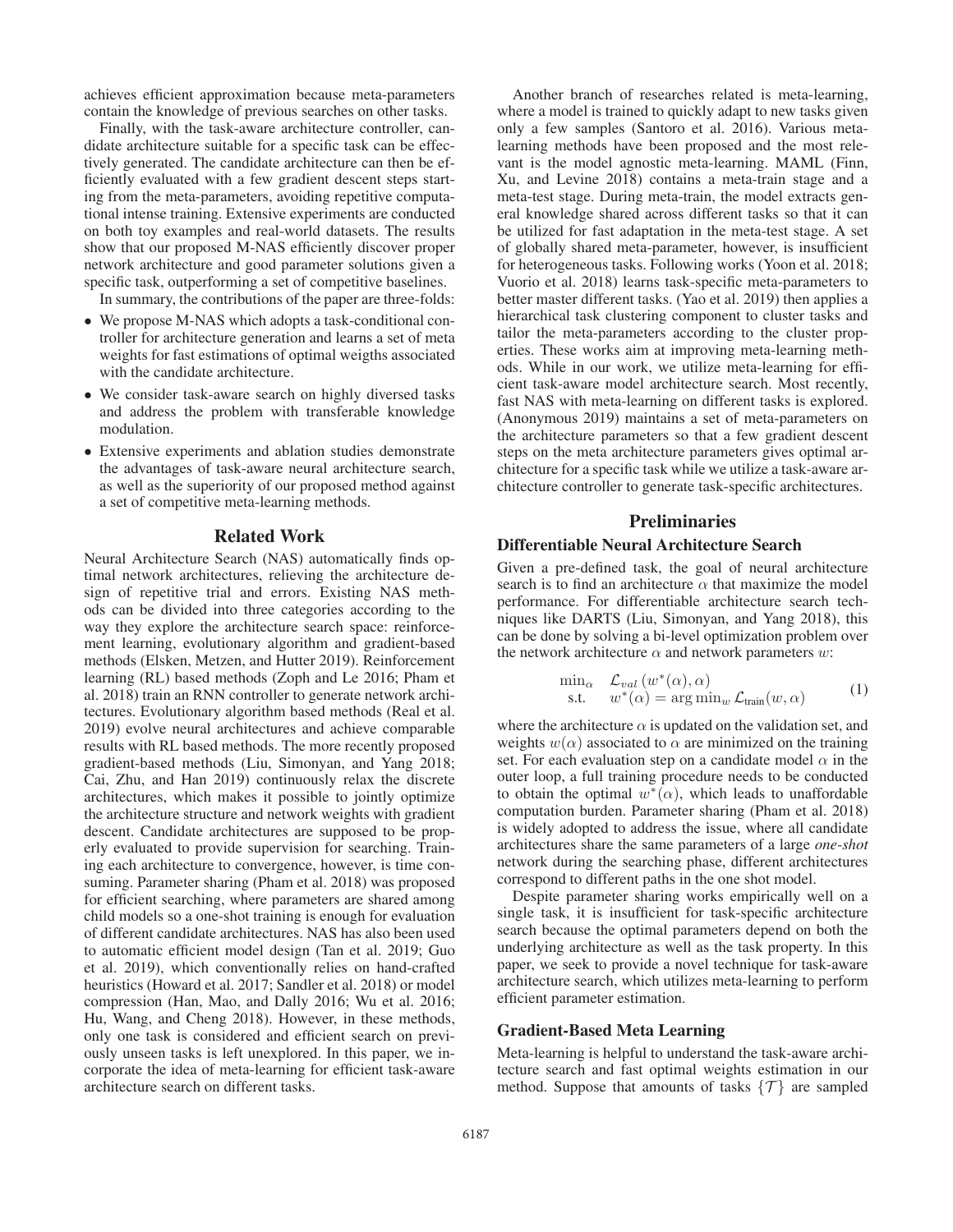achieves efficient approximation because meta-parameters contain the knowledge of previous searches on other tasks.

Finally, with the task-aware architecture controller, candidate architecture suitable for a specific task can be effectively generated. The candidate architecture can then be efficiently evaluated with a few gradient descent steps starting from the meta-parameters, avoiding repetitive computational intense training. Extensive experiments are conducted on both toy examples and real-world datasets. The results show that our proposed M-NAS efficiently discover proper network architecture and good parameter solutions given a specific task, outperforming a set of competitive baselines.

In summary, the contributions of the paper are three-folds:

- We propose M-NAS which adopts a task-conditional controller for architecture generation and learns a set of meta weights for fast estimations of optimal weigths associated with the candidate architecture.
- We consider task-aware search on highly diversed tasks and address the problem with transferable knowledge modulation.
- Extensive experiments and ablation studies demonstrate the advantages of task-aware neural architecture search, as well as the superiority of our proposed method against a set of competitive meta-learning methods.

## Related Work

Neural Architecture Search (NAS) automatically finds optimal network architectures, relieving the architecture design of repetitive trial and errors. Existing NAS methods can be divided into three categories according to the way they explore the architecture search space: reinforcement learning, evolutionary algorithm and gradient-based methods (Elsken, Metzen, and Hutter 2019). Reinforcement learning (RL) based methods (Zoph and Le 2016; Pham et al. 2018) train an RNN controller to generate network architectures. Evolutionary algorithm based methods (Real et al. 2019) evolve neural architectures and achieve comparable results with RL based methods. The more recently proposed gradient-based methods (Liu, Simonyan, and Yang 2018; Cai, Zhu, and Han 2019) continuously relax the discrete architectures, which makes it possible to jointly optimize the architecture structure and network weights with gradient descent. Candidate architectures are supposed to be properly evaluated to provide supervision for searching. Training each architecture to convergence, however, is time consuming. Parameter sharing (Pham et al. 2018) was proposed for efficient searching, where parameters are shared among child models so a one-shot training is enough for evaluation of different candidate architectures. NAS has also been used to automatic efficient model design (Tan et al. 2019; Guo et al. 2019), which conventionally relies on hand-crafted heuristics (Howard et al. 2017; Sandler et al. 2018) or model compression (Han, Mao, and Dally 2016; Wu et al. 2016; Hu, Wang, and Cheng 2018). However, in these methods, only one task is considered and efficient search on previously unseen tasks is left unexplored. In this paper, we incorporate the idea of meta-learning for efficient task-aware architecture search on different tasks.

Another branch of researches related is meta-learning, where a model is trained to quickly adapt to new tasks given only a few samples (Santoro et al. 2016). Various meta-learning methods have been proposed and the most relevant is the model agnostic meta-learning. MAML (Finn, Xu, and Levine 2018) contains a meta-train stage and a meta-test stage. During meta-train, the model extracts general knowledge shared across different tasks so that it can be utilized for fast adaptation in the meta-test stage. A set of globally shared meta-parameter, however, is insufficient for heterogeneous tasks. Following works (Yoon et al. 2018; Vuorio et al. 2018) learns task-specific meta-parameters to better master different tasks. (Yao et al. 2019) then applies a hierarchical task clustering component to cluster tasks and tailor the meta-parameters according to the cluster properties. These works aim at improving meta-learning methods. While in our work, we utilize meta-learning for efficient task-aware model architecture search. Most recently, fast NAS with meta-learning on different tasks is explored. (Anonymous 2019) maintains a set of meta-parameters on the architecture parameters so that a few gradient descent steps on the meta architecture parameters gives optimal architecture for a specific task while we utilize a task-aware architecture controller to generate task-specific architectures.

## Preliminaries

### Differentiable Neural Architecture Search

Given a pre-defined task, the goal of neural architecture search is to find an architecture $\alpha$ that maximize the model performance. For differentiable architecture search techniques like DARTS (Liu, Simonyan, and Yang 2018), this can be done by solving a bi-level optimization problem over the network architecture $\alpha$ and network parameters $w$:

$$\begin{array}{ll} \min_\alpha & \mathcal{L}_{val}\left(w^*(\alpha), \alpha\right) \\ \text{s.t.} & w^*(\alpha) = \arg\min_w \mathcal{L}_{\text{train}}(w, \alpha) \end{array} \tag{1}$$

where the architecture $\alpha$ is updated on the validation set, and weights $w(\alpha)$ associated to $\alpha$ are minimized on the training set. For each evaluation step on a candidate model $\alpha$ in the outer loop, a full training procedure needs to be conducted to obtain the optimal $w^*(\alpha)$, which leads to unaffordable computation burden. Parameter sharing (Pham et al. 2018) is widely adopted to address the issue, where all candidate architectures share the same parameters of a large *one-shot* network during the searching phase, different architectures correspond to different paths in the one shot model.

Despite parameter sharing works empirically well on a single task, it is insufficient for task-specific architecture search because the optimal parameters depend on both the underlying architecture as well as the task property. In this paper, we seek to provide a novel technique for task-aware architecture search, which utilizes meta-learning to perform efficient parameter estimation.

### Gradient-Based Meta Learning

Meta-learning is helpful to understand the task-aware architecture search and fast optimal weights estimation in our method. Suppose that amounts of tasks $\{\mathcal{T}\}$ are sampled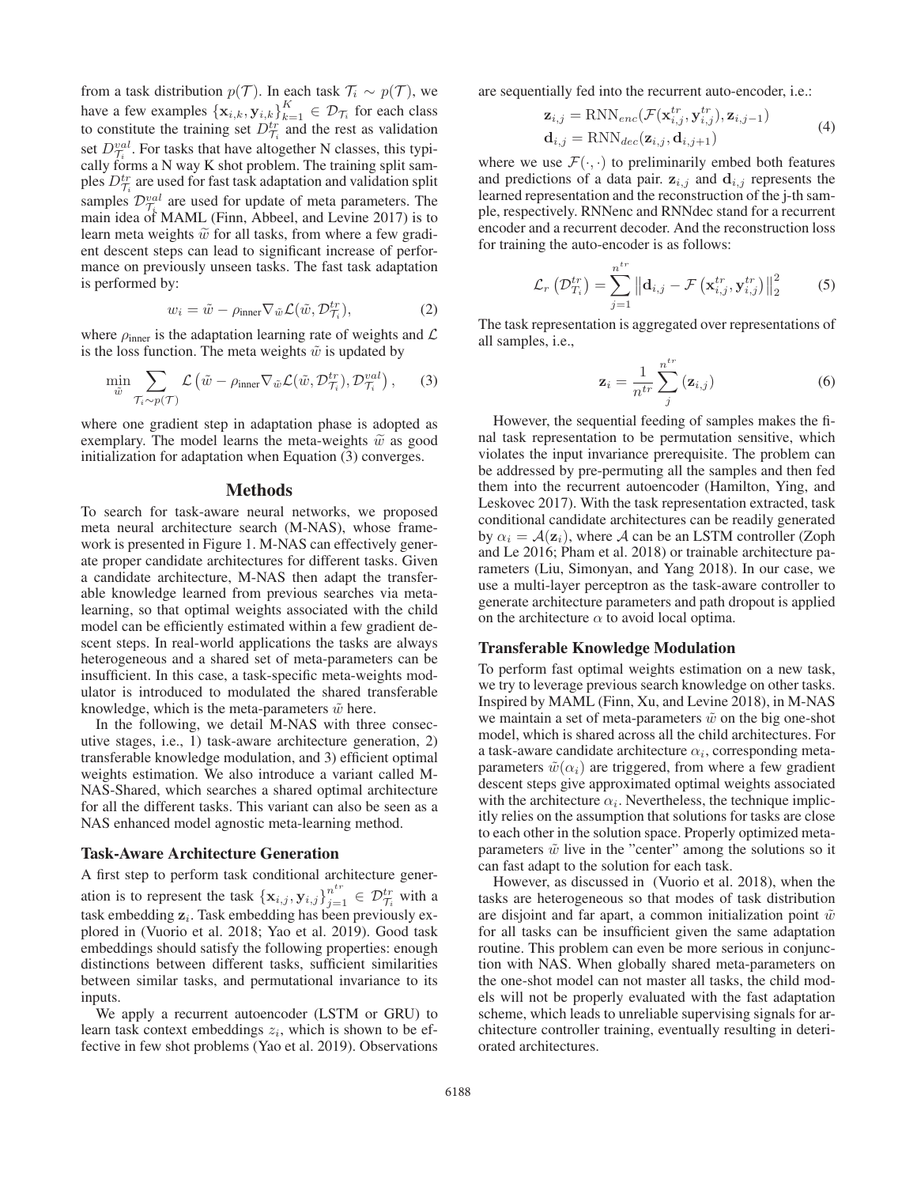from a task distribution $p(\mathcal{T})$. In each task $\mathcal{T}_i \sim p(\mathcal{T})$, we have a few examples $\{\mathbf{x}_{i,k}, \mathbf{y}_{i,k}\}_{k=1}^{K} \in \mathcal{D}_{\mathcal{T}_i}$ for each class to constitute the training set $D_{\mathcal{T}_i}^{tr}$ and the rest as validation set $D_{\mathcal{T}_i}^{val}$. For tasks that have altogether N classes, this typically forms a N way K shot problem. The training split samples $D_{\mathcal{T}_i}^{tr}$ are used for fast task adaptation and validation split samples $\mathcal{D}_{\mathcal{T}_i}^{val}$ are used for update of meta parameters. The main idea of MAML (Finn, Abbeel, and Levine 2017) is to learn meta weights $\widetilde{w}$ for all tasks, from where a few gradient descent steps can lead to significant increase of performance on previously unseen tasks. The fast task adaptation is performed by:

$$w_i = \tilde{w} - \rho_{\text{inner}} \nabla_{\tilde{w}} \mathcal{L}(\tilde{w}, \mathcal{D}_{\mathcal{T}_i}^{tr}), \tag{2}$$

where $\rho_{\text{inner}}$ is the adaptation learning rate of weights and $\mathcal{L}$ is the loss function. The meta weights $\tilde{w}$ is updated by

$$\min_{\tilde{w}} \sum_{\mathcal{T}_i \sim p(\mathcal{T})} \mathcal{L}\left(\tilde{w} - \rho_{\text{inner}} \nabla_{\tilde{w}} \mathcal{L}(\tilde{w}, \mathcal{D}_{\mathcal{T}_i}^{tr}), \mathcal{D}_{\mathcal{T}_i}^{val}\right), \tag{3}$$

where one gradient step in adaptation phase is adopted as exemplary. The model learns the meta-weights $\widetilde{w}$ as good initialization for adaptation when Equation (3) converges.

## Methods

To search for task-aware neural networks, we proposed meta neural architecture search (M-NAS), whose framework is presented in Figure 1. M-NAS can effectively generate proper candidate architectures for different tasks. Given a candidate architecture, M-NAS then adapt the transferable knowledge learned from previous searches via meta-learning, so that optimal weights associated with the child model can be efficiently estimated within a few gradient descent steps. In real-world applications the tasks are always heterogeneous and a shared set of meta-parameters can be insufficient. In this case, a task-specific meta-weights modulator is introduced to modulated the shared transferable knowledge, which is the meta-parameters $\tilde{w}$ here.

In the following, we detail M-NAS with three consecutive stages, i.e., 1) task-aware architecture generation, 2) transferable knowledge modulation, and 3) efficient optimal weights estimation. We also introduce a variant called M-NAS-Shared, which searches a shared optimal architecture for all the different tasks. This variant can also be seen as a NAS enhanced model agnostic meta-learning method.

### Task-Aware Architecture Generation

A first step to perform task conditional architecture generation is to represent the task $\{\mathbf{x}_{i,j}, \mathbf{y}_{i,j}\}_{j=1}^{n^{tr}} \in \mathcal{D}_{\mathcal{T}_i}^{tr}$ with a task embedding $\mathbf{z}_i$. Task embedding has been previously explored in (Vuorio et al. 2018; Yao et al. 2019). Good task embeddings should satisfy the following properties: enough distinctions between different tasks, sufficient similarities between similar tasks, and permutational invariance to its inputs.

We apply a recurrent autoencoder (LSTM or GRU) to learn task context embeddings $z_i$, which is shown to be effective in few shot problems (Yao et al. 2019). Observations are sequentially fed into the recurrent auto-encoder, i.e.:

$$\begin{aligned} \mathbf{z}_{i,j} &= \text{RNN}_{enc}(\mathcal{F}(\mathbf{x}_{i,j}^{tr}, \mathbf{y}_{i,j}^{tr}), \mathbf{z}_{i,j-1}) \\ \mathbf{d}_{i,j} &= \text{RNN}_{dec}(\mathbf{z}_{i,j}, \mathbf{d}_{i,j+1}) \end{aligned} \tag{4}$$

where we use $\mathcal{F}(\cdot, \cdot)$ to preliminarily embed both features and predictions of a data pair. $\mathbf{z}_{i,j}$ and $\mathbf{d}_{i,j}$ represents the learned representation and the reconstruction of the j-th sample, respectively. RNNenc and RNNdec stand for a recurrent encoder and a recurrent decoder. And the reconstruction loss for training the auto-encoder is as follows:

$$\mathcal{L}_r\left(\mathcal{D}_{\mathcal{T}_i}^{tr}\right) = \sum_{j=1}^{n^{tr}} \left\| \mathbf{d}_{i,j} - \mathcal{F}\left(\mathbf{x}_{i,j}^{tr}, \mathbf{y}_{i,j}^{tr}\right) \right\|_2^2 \tag{5}$$

The task representation is aggregated over representations of all samples, i.e.,

$$\mathbf{z}_i = \frac{1}{n^{tr}} \sum_{j}^{n^{tr}} (\mathbf{z}_{i,j}) \tag{6}$$

However, the sequential feeding of samples makes the final task representation to be permutation sensitive, which violates the input invariance prerequisite. The problem can be addressed by pre-permuting all the samples and then fed them into the recurrent autoencoder (Hamilton, Ying, and Leskovec 2017). With the task representation extracted, task conditional candidate architectures can be readily generated by $\alpha_i = \mathcal{A}(\mathbf{z}_i)$, where $\mathcal{A}$ can be an LSTM controller (Zoph and Le 2016; Pham et al. 2018) or trainable architecture parameters (Liu, Simonyan, and Yang 2018). In our case, we use a multi-layer perceptron as the task-aware controller to generate architecture parameters and path dropout is applied on the architecture $\alpha$ to avoid local optima.

### Transferable Knowledge Modulation

To perform fast optimal weights estimation on a new task, we try to leverage previous search knowledge on other tasks. Inspired by MAML (Finn, Xu, and Levine 2018), in M-NAS we maintain a set of meta-parameters $\tilde{w}$ on the big one-shot model, which is shared across all the child architectures. For a task-aware candidate architecture $\alpha_i$, corresponding meta-parameters $\tilde{w}(\alpha_i)$ are triggered, from where a few gradient descent steps give approximated optimal weights associated with the architecture $\alpha_i$. Nevertheless, the technique implicitly relies on the assumption that solutions for tasks are close to each other in the solution space. Properly optimized meta-parameters $\tilde{w}$ live in the "center" among the solutions so it can fast adapt to the solution for each task.

However, as discussed in (Vuorio et al. 2018), when the tasks are heterogeneous so that modes of task distribution are disjoint and far apart, a common initialization point $\tilde{w}$ for all tasks can be insufficient given the same adaptation routine. This problem can even be more serious in conjunction with NAS. When globally shared meta-parameters on the one-shot model can not master all tasks, the child models will not be properly evaluated with the fast adaptation scheme, which leads to unreliable supervising signals for architecture controller training, eventually resulting in deteriorated architectures.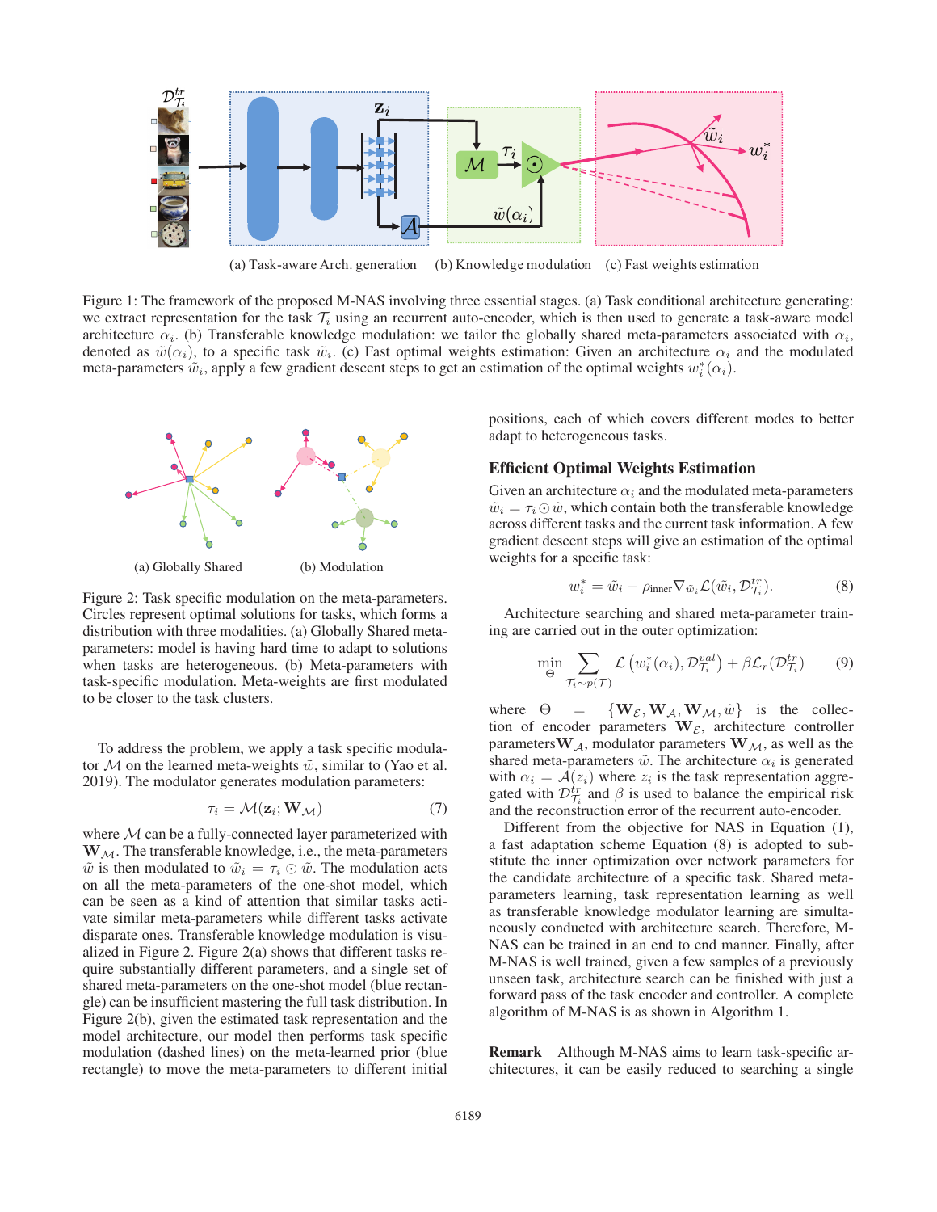(a) Task-aware Arch. generation (b) Knowledge modulation (c) Fast weights estimation

Figure 1: The framework of the proposed M-NAS involving three essential stages. (a) Task conditional architecture generating: we extract representation for the task $\mathcal{T}_i$ using an recurrent auto-encoder, which is then used to generate a task-aware model architecture $\alpha_i$. (b) Transferable knowledge modulation: we tailor the globally shared meta-parameters associated with $\alpha_i$, denoted as $\tilde{w}(\alpha_i)$, to a specific task $\tilde{w}_i$. (c) Fast optimal weights estimation: Given an architecture $\alpha_i$ and the modulated meta-parameters $\tilde{w}_i$, apply a few gradient descent steps to get an estimation of the optimal weights $w_i^*(\alpha_i)$.

(a) Globally Shared (b) Modulation

Figure 2: Task specific modulation on the meta-parameters. Circles represent optimal solutions for tasks, which forms a distribution with three modalities. (a) Globally Shared meta-parameters: model is having hard time to adapt to solutions when tasks are heterogeneous. (b) Meta-parameters with task-specific modulation. Meta-weights are first modulated to be closer to the task clusters.

To address the problem, we apply a task specific modulator $\mathcal{M}$ on the learned meta-weights $\tilde{w}$, similar to (Yao et al. 2019). The modulator generates modulation parameters:

$$\tau_i = \mathcal{M}(\mathbf{z}_i; \mathbf{W}_{\mathcal{M}}) \tag{7}$$

where $\mathcal{M}$ can be a fully-connected layer parameterized with $\mathbf{W}_{\mathcal{M}}$. The transferable knowledge, i.e., the meta-parameters $\tilde{w}$ is then modulated to $\tilde{w}_i = \tau_i \odot \tilde{w}$. The modulation acts on all the meta-parameters of the one-shot model, which can be seen as a kind of attention that similar tasks activate similar meta-parameters while different tasks activate disparate ones. Transferable knowledge modulation is visualized in Figure 2. Figure 2(a) shows that different tasks require substantially different parameters, and a single set of shared meta-parameters on the one-shot model (blue rectangle) can be insufficient mastering the full task distribution. In Figure 2(b), given the estimated task representation and the model architecture, our model then performs task specific modulation (dashed lines) on the meta-learned prior (blue rectangle) to move the meta-parameters to different initial positions, each of which covers different modes to better adapt to heterogeneous tasks.

### Efficient Optimal Weights Estimation

Given an architecture $\alpha_i$ and the modulated meta-parameters $\tilde{w}_i = \tau_i \odot \tilde{w}$, which contain both the transferable knowledge across different tasks and the current task information. A few gradient descent steps will give an estimation of the optimal weights for a specific task:

$$w_i^* = \tilde{w}_i - \rho_{\text{inner}} \nabla_{\tilde{w}_i} \mathcal{L}(\tilde{w}_i, \mathcal{D}_{\mathcal{T}_i}^{tr}). \tag{8}$$

Architecture searching and shared meta-parameter training are carried out in the outer optimization:

$$\min_{\Theta} \sum_{\mathcal{T}_i \sim p(\mathcal{T})} \mathcal{L}\left(w_i^*(\alpha_i), \mathcal{D}_{\mathcal{T}_i}^{val}\right) + \beta \mathcal{L}_r(\mathcal{D}_{\mathcal{T}_i}^{tr}) \tag{9}$$

where $\Theta = \{\mathbf{W}_{\mathcal{E}}, \mathbf{W}_{\mathcal{A}}, \mathbf{W}_{\mathcal{M}}, \tilde{w}\}$ is the collection of encoder parameters $\mathbf{W}_{\mathcal{E}}$, architecture controller parameters $\mathbf{W}_{\mathcal{A}}$, modulator parameters $\mathbf{W}_{\mathcal{M}}$, as well as the shared meta-parameters $\tilde{w}$. The architecture $\alpha_i$ is generated with $\alpha_i = \mathcal{A}(z_i)$ where $z_i$ is the task representation aggregated with $\mathcal{D}_{\mathcal{T}_i}^{tr}$ and $\beta$ is used to balance the empirical risk and the reconstruction error of the recurrent auto-encoder.

Different from the objective for NAS in Equation (1), a fast adaptation scheme Equation (8) is adopted to substitute the inner optimization over network parameters for the candidate architecture of a specific task. Shared meta-parameters learning, task representation learning as well as transferable knowledge modulator learning are simultaneously conducted with architecture search. Therefore, M-NAS can be trained in an end to end manner. Finally, after M-NAS is well trained, given a few samples of a previously unseen task, architecture search can be finished with just a forward pass of the task encoder and controller. A complete algorithm of M-NAS is as shown in Algorithm 1.

**Remark** Although M-NAS aims to learn task-specific architectures, it can be easily reduced to searching a single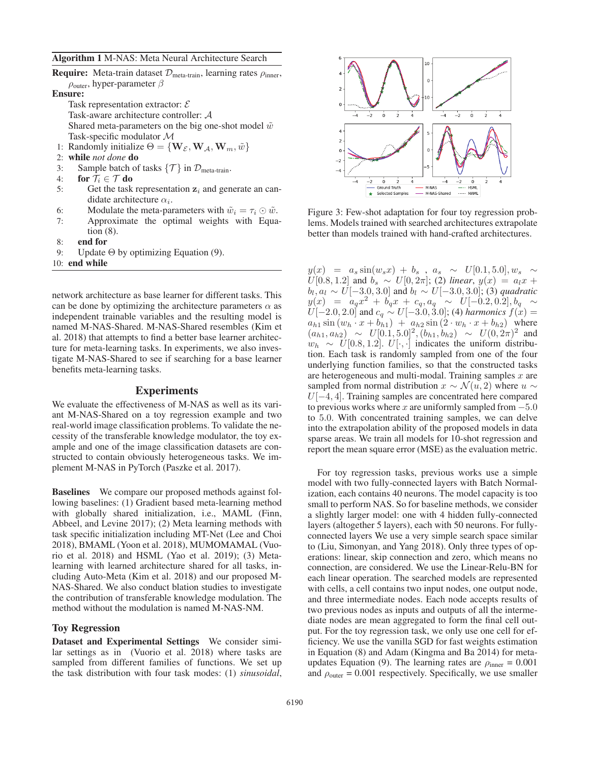**Algorithm 1** M-NAS: Meta Neural Architecture Search

**Require:** Meta-train dataset $\mathcal{D}_{\text{meta-train}}$, learning rates $\rho_{\text{inner}}$, $\rho_{\text{outer}}$, hyper-parameter $\beta$

**Ensure:**
Task representation extractor: $\mathcal{E}$
Task-aware architecture controller: $\mathcal{A}$
Shared meta-parameters on the big one-shot model $\tilde{w}$
Task-specific modulator $\mathcal{M}$

1: Randomly initialize $\Theta = \{\mathbf{W}_{\mathcal{E}}, \mathbf{W}_{\mathcal{A}}, \mathbf{W}_m, \tilde{w}\}$
2: **while** *not done* **do**
3: Sample batch of tasks $\{\mathcal{T}\}$ in $\mathcal{D}_{\text{meta-train}}$.
4: **for** $\mathcal{T}_i \in \mathcal{T}$ **do**
5: Get the task representation $\mathbf{z}_i$ and generate an candidate architecture $\alpha_i$.
6: Modulate the meta-parameters with $\tilde{w}_i = \tau_i \odot \tilde{w}$.
7: Approximate the optimal weights with Equation (8).
8: **end for**
9: Update $\Theta$ by optimizing Equation (9).
10: **end while**

network architecture as base learner for different tasks. This can be done by optimizing the architecture parameters $\alpha$ as independent trainable variables and the resulting model is named M-NAS-Shared. M-NAS-Shared resembles (Kim et al. 2018) that attempts to find a better base learner architecture for meta-learning tasks. In experiments, we also investigate M-NAS-Shared to see if searching for a base learner benefits meta-learning tasks.

## Experiments

We evaluate the effectiveness of M-NAS as well as its variant M-NAS-Shared on a toy regression example and two real-world image classification problems. To validate the necessity of the transferable knowledge modulator, the toy example and one of the image classification datasets are constructed to contain obviously heterogeneous tasks. We implement M-NAS in PyTorch (Paszke et al. 2017).

**Baselines** We compare our proposed methods against following baselines: (1) Gradient based meta-learning method with globally shared initialization, i.e., MAML (Finn, Abbeel, and Levine 2017); (2) Meta learning methods with task specific initialization including MT-Net (Lee and Choi 2018), BMAML (Yoon et al. 2018), MUMOMAML (Vuorio et al. 2018) and HSML (Yao et al. 2019); (3) Meta-learning with learned architecture shared for all tasks, including Auto-Meta (Kim et al. 2018) and our proposed M-NAS-Shared. We also conduct blation studies to investigate the contribution of transferable knowledge modulation. The method without the modulation is named M-NAS-NM.

### Toy Regression

**Dataset and Experimental Settings** We consider similar settings as in (Vuorio et al. 2018) where tasks are sampled from different families of functions. We set up the task distribution with four task modes: (1) *sinusoidal*, $y(x) = a_s \sin(w_s x) + b_s$ , $a_s \sim U[0.1, 5.0], w_s \sim U[0.8, 1.2]$ and $b_s \sim U[0, 2\pi]$; (2) *linear*, $y(x) = a_l x + b_l, a_l \sim U[-3.0, 3.0]$ and $b_l \sim U[-3.0, 3.0]$; (3) *quadratic* $y(x) = a_q x^2 + b_q x + c_q, a_q \sim U[-0.2, 0.2], b_q \sim U[-2.0, 2.0]$ and $c_q \sim U[-3.0, 3.0]$; (4) *harmonics* $f(x) = a_{h1} \sin(w_h \cdot x + b_{h1}) + a_{h2} \sin(2 \cdot w_h \cdot x + b_{h2})$ where $(a_{h1}, a_{h2}) \sim U[0.1, 5.0]^2, (b_{h1}, b_{h2}) \sim U(0, 2\pi)^2$ and $w_h \sim U[0.8, 1.2]$. $U[\cdot, \cdot]$ indicates the uniform distribution. Each task is randomly sampled from one of the four underlying function families, so that the constructed tasks are heterogeneous and multi-modal. Training samples $x$ are sampled from normal distribution $x \sim \mathcal{N}(u, 2)$ where $u \sim U[-4, 4]$. Training samples are concentrated here compared to previous works where $x$ are uniformly sampled from $-5.0$ to $5.0$. With concentrated training samples, we can delve into the extrapolation ability of the proposed models in data sparse areas. We train all models for 10-shot regression and report the mean square error (MSE) as the evaluation metric.

Figure 3: Few-shot adaptation for four toy regression problems. Models trained with searched architectures extrapolate better than models trained with hand-crafted architectures.

For toy regression tasks, previous works use a simple model with two fully-connected layers with Batch Normalization, each contains 40 neurons. The model capacity is too small to perform NAS. So for baseline methods, we consider a slightly larger model: one with 4 hidden fully-connected layers (altogether 5 layers), each with 50 neurons. For fully-connected layers We use a very simple search space similar to (Liu, Simonyan, and Yang 2018). Only three types of operations: linear, skip connection and zero, which means no connection, are considered. We use the Linear-Relu-BN for each linear operation. The searched models are represented with cells, a cell contains two input nodes, one output node, and three intermediate nodes. Each node accepts results of two previous nodes as inputs and outputs of all the intermediate nodes are mean aggregated to form the final cell output. For the toy regression task, we only use one cell for efficiency. We use the vanilla SGD for fast weights estimation in Equation (8) and Adam (Kingma and Ba 2014) for meta-updates Equation (9). The learning rates are $\rho_{\text{inner}}$ = 0.001 and $\rho_{\text{outer}}$ = 0.001 respectively. Specifically, we use smaller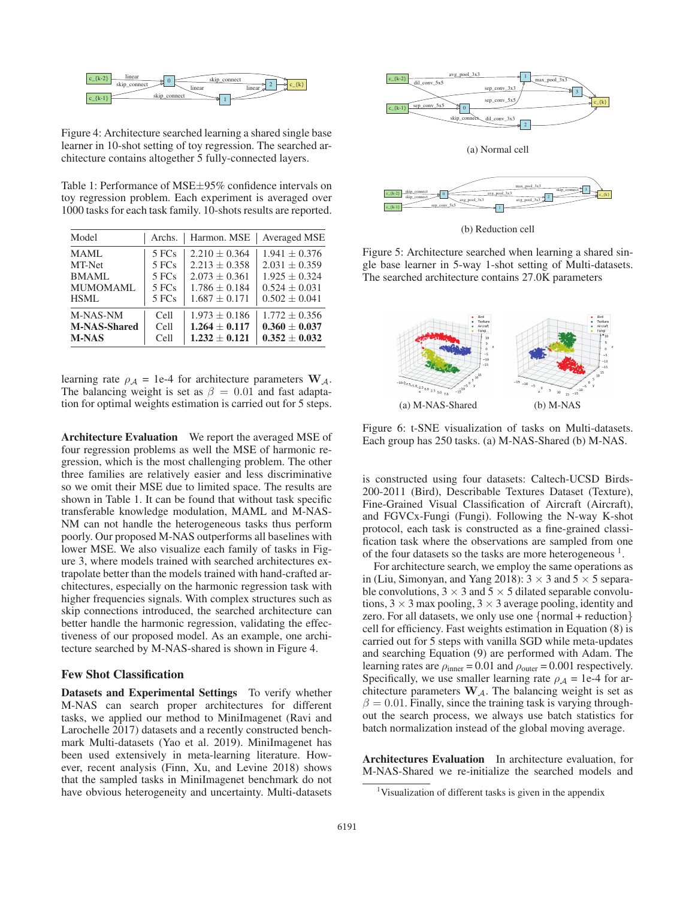Figure 4: Architecture searched learning a shared single base learner in 10-shot setting of toy regression. The searched architecture contains altogether 5 fully-connected layers.

Table 1: Performance of MSE±95% confidence intervals on toy regression problem. Each experiment is averaged over 1000 tasks for each task family. 10-shots results are reported.

| Model | Archs. | Harmon. MSE | Averaged MSE |
|---|---|---|---|
| MAML | 5 FCs | 2.210 ± 0.364 | 1.941 ± 0.376 |
| MT-Net | 5 FCs | 2.213 ± 0.358 | 2.031 ± 0.359 |
| BMAML | 5 FCs | 2.073 ± 0.361 | 1.925 ± 0.324 |
| MUMOMAML | 5 FCs | 1.786 ± 0.184 | 0.524 ± 0.031 |
| HSML | 5 FCs | 1.687 ± 0.171 | 0.502 ± 0.041 |
| M-NAS-NM | Cell | 1.973 ± 0.186 | 1.772 ± 0.356 |
| **M-NAS-Shared** | Cell | **1.264 ± 0.117** | **0.360 ± 0.037** |
| **M-NAS** | Cell | **1.232 ± 0.121** | **0.352 ± 0.032** |

learning rate $\rho_{\mathcal{A}}$ = 1e-4 for architecture parameters $\mathbf{W}_{\mathcal{A}}$. The balancing weight is set as $\beta = 0.01$ and fast adaptation for optimal weights estimation is carried out for 5 steps.

**Architecture Evaluation** We report the averaged MSE of four regression problems as well the MSE of harmonic regression, which is the most challenging problem. The other three families are relatively easier and less discriminative so we omit their MSE due to limited space. The results are shown in Table 1. It can be found that without task specific transferable knowledge modulation, MAML and M-NAS-NM can not handle the heterogeneous tasks thus perform poorly. Our proposed M-NAS outperforms all baselines with lower MSE. We also visualize each family of tasks in Figure 3, where models trained with searched architectures extrapolate better than the models trained with hand-crafted architectures, especially on the harmonic regression task with higher frequencies signals. With complex structures such as skip connections introduced, the searched architecture can better handle the harmonic regression, validating the effectiveness of our proposed model. As an example, one architecture searched by M-NAS-shared is shown in Figure 4.

## Few Shot Classification

**Datasets and Experimental Settings** To verify whether M-NAS can search proper architectures for different tasks, we applied our method to MiniImagenet (Ravi and Larochelle 2017) datasets and a recently constructed benchmark Multi-datasets (Yao et al. 2019). MiniImagenet has been used extensively in meta-learning literature. However, recent analysis (Finn, Xu, and Levine 2018) shows that the sampled tasks in MiniImagenet benchmark do not have obvious heterogeneity and uncertainty. Multi-datasets

(a) Normal cell

(b) Reduction cell

Figure 5: Architecture searched when learning a shared single base learner in 5-way 1-shot setting of Multi-datasets. The searched architecture contains 27.0K parameters

(a) M-NAS-Shared (b) M-NAS

Figure 6: t-SNE visualization of tasks on Multi-datasets. Each group has 250 tasks. (a) M-NAS-Shared (b) M-NAS.

is constructed using four datasets: Caltech-UCSD Birds-200-2011 (Bird), Describable Textures Dataset (Texture), Fine-Grained Visual Classification of Aircraft (Aircraft), and FGVCx-Fungi (Fungi). Following the N-way K-shot protocol, each task is constructed as a fine-grained classification task where the observations are sampled from one of the four datasets so the tasks are more heterogeneous [1].

For architecture search, we employ the same operations as in (Liu, Simonyan, and Yang 2018): $3 \times 3$ and $5 \times 5$ separable convolutions, $3 \times 3$ and $5 \times 5$ dilated separable convolutions, $3 \times 3$ max pooling, $3 \times 3$ average pooling, identity and zero. For all datasets, we only use one {normal + reduction} cell for efficiency. Fast weights estimation in Equation (8) is carried out for 5 steps with vanilla SGD while meta-updates and searching Equation (9) are performed with Adam. The learning rates are $\rho_{\text{inner}} = 0.01$ and $\rho_{\text{outer}} = 0.001$ respectively. Specifically, we use smaller learning rate $\rho_{\mathcal{A}}$ = 1e-4 for architecture parameters $\mathbf{W}_{\mathcal{A}}$. The balancing weight is set as $\beta = 0.01$. Finally, since the training task is varying throughout the search process, we always use batch statistics for batch normalization instead of the global moving average.

**Architectures Evaluation** In architecture evaluation, for M-NAS-Shared we re-initialize the searched models and

[1] Visualization of different tasks is given in the appendix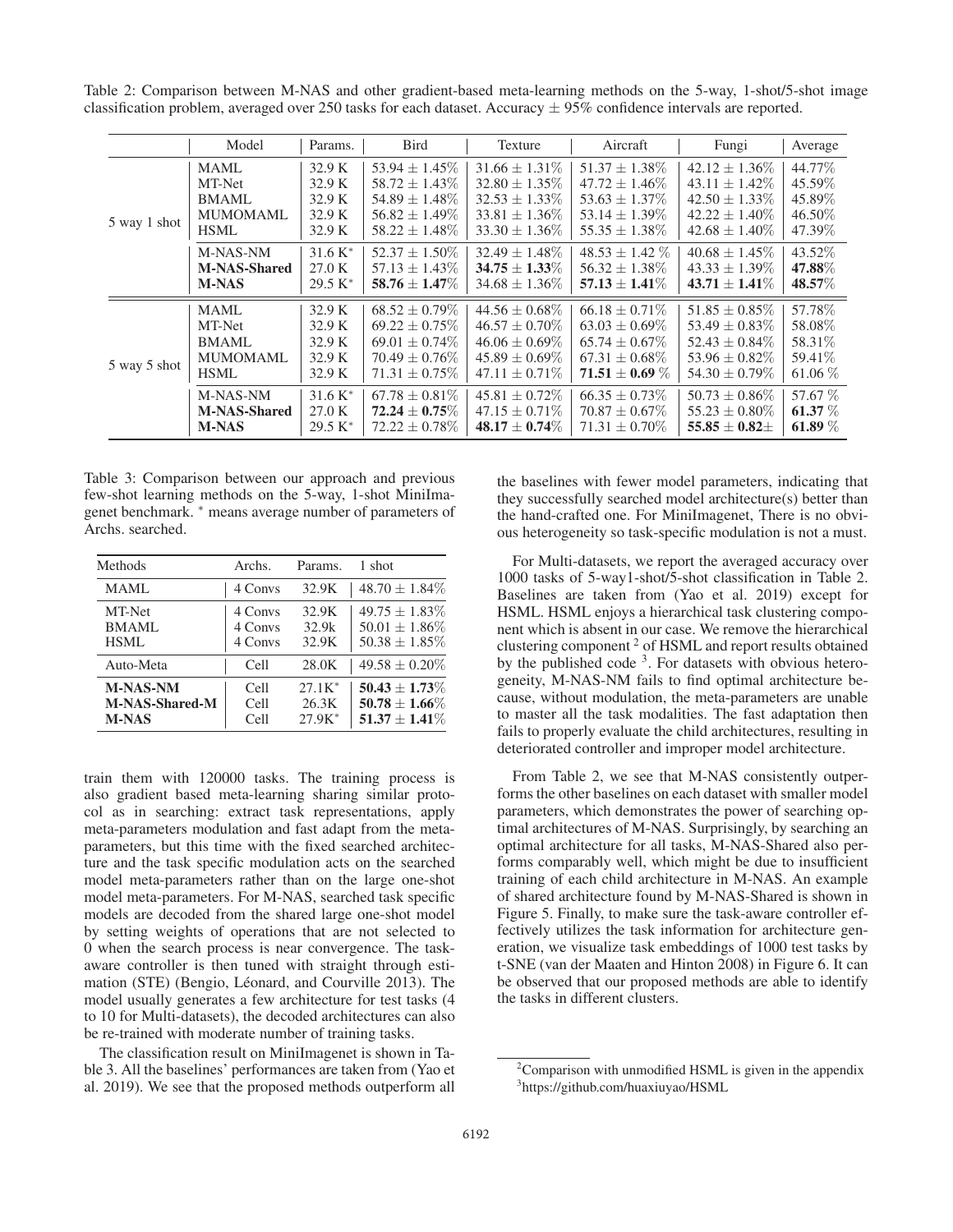Table 2: Comparison between M-NAS and other gradient-based meta-learning methods on the 5-way, 1-shot/5-shot image classification problem, averaged over 250 tasks for each dataset. Accuracy ± 95% confidence intervals are reported.

| | Model | Params. | Bird | Texture | Aircraft | Fungi | Average |
|---|---|---|---|---|---|---|---|
| 5 way 1 shot | MAML | 32.9 K | $53.94 \pm 1.45\%$ | $31.66 \pm 1.31\%$ | $51.37 \pm 1.38\%$ | $42.12 \pm 1.36\%$ | 44.77% |
| | MT-Net | 32.9 K | $58.72 \pm 1.43\%$ | $32.80 \pm 1.35\%$ | $47.72 \pm 1.46\%$ | $43.11 \pm 1.42\%$ | 45.59% |
| | BMAML | 32.9 K | $54.89 \pm 1.48\%$ | $32.53 \pm 1.33\%$ | $53.63 \pm 1.37\%$ | $42.50 \pm 1.33\%$ | 45.89% |
| | MUMOMAML | 32.9 K | $56.82 \pm 1.49\%$ | $33.81 \pm 1.36\%$ | $53.14 \pm 1.39\%$ | $42.22 \pm 1.40\%$ | 46.50% |
| | HSML | 32.9 K | $58.22 \pm 1.48\%$ | $33.30 \pm 1.36\%$ | $55.35 \pm 1.38\%$ | $42.68 \pm 1.40\%$ | 47.39% |
| | M-NAS-NM | 31.6 K* | $52.37 \pm 1.50\%$ | $32.49 \pm 1.48\%$ | $48.53 \pm 1.42\%$ | $40.68 \pm 1.45\%$ | 43.52% |
| | **M-NAS-Shared** | 27.0 K | $57.13 \pm 1.43\%$ | $\mathbf{34.75 \pm 1.33\%}$ | $56.32 \pm 1.38\%$ | $43.33 \pm 1.39\%$ | **47.88%** |
| | **M-NAS** | 29.5 K* | $\mathbf{58.76 \pm 1.47\%}$ | $34.68 \pm 1.36\%$ | $\mathbf{57.13 \pm 1.41\%}$ | $\mathbf{43.71 \pm 1.41\%}$ | **48.57%** |
| 5 way 5 shot | MAML | 32.9 K | $68.52 \pm 0.79\%$ | $44.56 \pm 0.68\%$ | $66.18 \pm 0.71\%$ | $51.85 \pm 0.85\%$ | 57.78% |
| | MT-Net | 32.9 K | $69.22 \pm 0.75\%$ | $46.57 \pm 0.70\%$ | $63.03 \pm 0.69\%$ | $53.49 \pm 0.83\%$ | 58.08% |
| | BMAML | 32.9 K | $69.01 \pm 0.74\%$ | $46.06 \pm 0.69\%$ | $65.74 \pm 0.67\%$ | $52.43 \pm 0.84\%$ | 58.31% |
| | MUMOMAML | 32.9 K | $70.49 \pm 0.76\%$ | $45.89 \pm 0.69\%$ | $67.31 \pm 0.68\%$ | $53.96 \pm 0.82\%$ | 59.41% |
| | HSML | 32.9 K | $71.31 \pm 0.75\%$ | $47.11 \pm 0.71\%$ | $\mathbf{71.51 \pm 0.69\%}$ | $54.30 \pm 0.79\%$ | 61.06 % |
| | M-NAS-NM | 31.6 K* | $67.78 \pm 0.81\%$ | $45.81 \pm 0.72\%$ | $66.35 \pm 0.73\%$ | $50.73 \pm 0.86\%$ | 57.67 % |
| | **M-NAS-Shared** | 27.0 K | $\mathbf{72.24 \pm 0.75\%}$ | $47.15 \pm 0.71\%$ | $70.87 \pm 0.67\%$ | $55.23 \pm 0.80\%$ | **61.37 %** |
| | **M-NAS** | 29.5 K* | $72.22 \pm 0.78\%$ | $\mathbf{48.17 \pm 0.74\%}$ | $71.31 \pm 0.70\%$ | $\mathbf{55.85 \pm 0.82 \pm}$ | **61.89 %** |

Table 3: Comparison between our approach and previous few-shot learning methods on the 5-way, 1-shot MiniImagenet benchmark. * means average number of parameters of Archs. searched.

| Methods | Archs. | Params. | 1 shot |
|---|---|---|---|
| MAML | 4 Convs | 32.9K | $48.70 \pm 1.84\%$ |
| MT-Net | 4 Convs | 32.9K | $49.75 \pm 1.83\%$ |
| BMAML | 4 Convs | 32.9k | $50.01 \pm 1.86\%$ |
| HSML | 4 Convs | 32.9K | $50.38 \pm 1.85\%$ |
| Auto-Meta | Cell | 28.0K | $49.58 \pm 0.20\%$ |
| **M-NAS-NM** | Cell | 27.1K* | $\mathbf{50.43 \pm 1.73\%}$ |
| **M-NAS-Shared-M** | Cell | 26.3K | $\mathbf{50.78 \pm 1.66\%}$ |
| **M-NAS** | Cell | 27.9K* | $\mathbf{51.37 \pm 1.41\%}$ |

train them with 120000 tasks. The training process is also gradient based meta-learning sharing similar protocol as in searching: extract task representations, apply meta-parameters modulation and fast adapt from the meta-parameters, but this time with the fixed searched architecture and the task specific modulation acts on the searched model meta-parameters rather than on the large one-shot model meta-parameters. For M-NAS, searched task specific models are decoded from the shared large one-shot model by setting weights of operations that are not selected to 0 when the search process is near convergence. The task-aware controller is then tuned with straight through estimation (STE) (Bengio, Léonard, and Courville 2013). The model usually generates a few architecture for test tasks (4 to 10 for Multi-datasets), the decoded architectures can also be re-trained with moderate number of training tasks.

The classification result on MiniImagenet is shown in Table 3. All the baselines' performances are taken from (Yao et al. 2019). We see that the proposed methods outperform all the baselines with fewer model parameters, indicating that they successfully searched model architecture(s) better than the hand-crafted one. For MiniImagenet, There is no obvious heterogeneity so task-specific modulation is not a must.

For Multi-datasets, we report the averaged accuracy over 1000 tasks of 5-way1-shot/5-shot classification in Table 2. Baselines are taken from (Yao et al. 2019) except for HSML. HSML enjoys a hierarchical task clustering component which is absent in our case. We remove the hierarchical clustering component [2] of HSML and report results obtained by the published code [3]. For datasets with obvious heterogeneity, M-NAS-NM fails to find optimal architecture because, without modulation, the meta-parameters are unable to master all the task modalities. The fast adaptation then fails to properly evaluate the child architectures, resulting in deteriorated controller and improper model architecture.

From Table 2, we see that M-NAS consistently outperforms the other baselines on each dataset with smaller model parameters, which demonstrates the power of searching optimal architectures of M-NAS. Surprisingly, by searching an optimal architecture for all tasks, M-NAS-Shared also performs comparably well, which might be due to insufficient training of each child architecture in M-NAS. An example of shared architecture found by M-NAS-Shared is shown in Figure 5. Finally, to make sure the task-aware controller effectively utilizes the task information for architecture generation, we visualize task embeddings of 1000 test tasks by t-SNE (van der Maaten and Hinton 2008) in Figure 6. It can be observed that our proposed methods are able to identify the tasks in different clusters.

[2] Comparison with unmodified HSML is given in the appendix

[3] https://github.com/huaxiuyao/HSML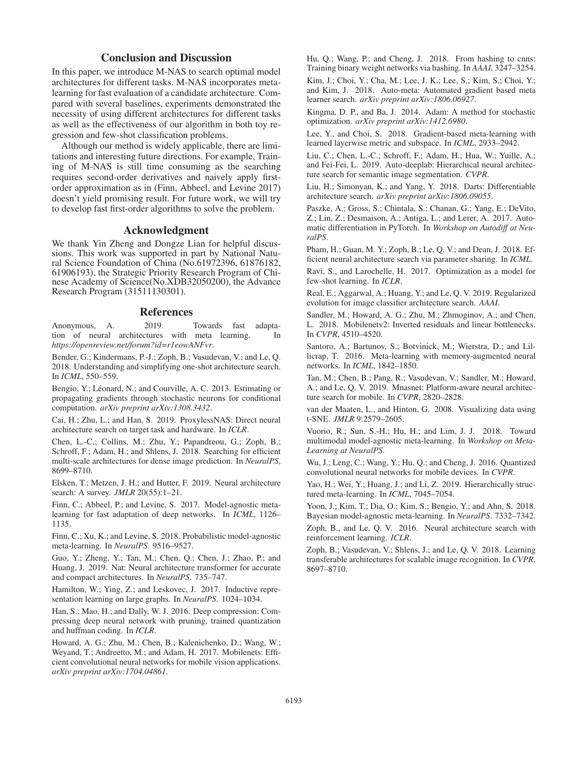## Conclusion and Discussion

In this paper, we introduce M-NAS to search optimal model architectures for different tasks. M-NAS incorporates meta-learning for fast evaluation of a candidate architecture. Compared with several baselines, experiments demonstrated the necessity of using different architectures for different tasks as well as the effectiveness of our algorithm in both toy regression and few-shot classification problems.

Although our method is widely applicable, there are limitations and interesting future directions. For example, Training of M-NAS is still time consuming as the searching requires second-order derivatives and naively apply first-order approximation as in (Finn, Abbeel, and Levine 2017) doesn't yield promising result. For future work, we will try to develop fast first-order algorithms to solve the problem.

## Acknowledgment

We thank Yin Zheng and Dongze Lian for helpful discussions. This work was supported in part by National Natural Science Foundation of China (No.61972396, 61876182, 61906193), the Strategic Priority Research Program of Chinese Academy of Science(No.XDB32050200), the Advance Research Program (31511130301).

## References

Anonymous, A. 2019. Towards fast adaptation of neural architectures with meta learning. In *https://openreview.net/forum?id=r1eowANFvr*.

Bender, G.; Kindermans, P.-J.; Zoph, B.; Vasudevan, V.; and Le, Q. 2018. Understanding and simplifying one-shot architecture search. In *ICML*, 550–559.

Bengio, Y.; Léonard, N.; and Courville, A. C. 2013. Estimating or propagating gradients through stochastic neurons for conditional computation. *arXiv preprint arXiv:1308.3432*.

Cai, H.; Zhu, L.; and Han, S. 2019. ProxylessNAS: Direct neural architecture search on target task and hardware. In *ICLR*.

Chen, L.-C.; Collins, M.; Zhu, Y.; Papandreou, G.; Zoph, B.; Schroff, F.; Adam, H.; and Shlens, J. 2018. Searching for efficient multi-scale architectures for dense image prediction. In *NeuralPS*, 8699–8710.

Elsken, T.; Metzen, J. H.; and Hutter, F. 2019. Neural architecture search: A survey. *JMLR* 20(55):1–21.

Finn, C.; Abbeel, P.; and Levine, S. 2017. Model-agnostic meta-learning for fast adaptation of deep networks. In *ICML*, 1126–1135.

Finn, C.; Xu, K.; and Levine, S. 2018. Probabilistic model-agnostic meta-learning. In *NeuralPS*. 9516–9527.

Guo, Y.; Zheng, Y.; Tan, M.; Chen, Q.; Chen, J.; Zhao, P.; and Huang, J. 2019. Nat: Neural architecture transformer for accurate and compact architectures. In *NeuralPS*. 735–747.

Hamilton, W.; Ying, Z.; and Leskovec, J. 2017. Inductive representation learning on large graphs. In *NeuralPS*. 1024–1034.

Han, S.; Mao, H.; and Dally, W. J. 2016. Deep compression: Compressing deep neural network with pruning, trained quantization and huffman coding. In *ICLR*.

Howard, A. G.; Zhu, M.; Chen, B.; Kalenichenko, D.; Wang, W.; Weyand, T.; Andreetto, M.; and Adam, H. 2017. Mobilenets: Efficient convolutional neural networks for mobile vision applications. *arXiv preprint arXiv:1704.04861*.

Hu, Q.; Wang, P.; and Cheng, J. 2018. From hashing to cnns: Training binary weight networks via hashing. In *AAAI*, 3247–3254.

Kim, J.; Choi, Y.; Cha, M.; Lee, J. K.; Lee, S.; Kim, S.; Choi, Y.; and Kim, J. 2018. Auto-meta: Automated gradient based meta learner search. *arXiv preprint arXiv:1806.06927*.

Kingma, D. P., and Ba, J. 2014. Adam: A method for stochastic optimization. *arXiv preprint arXiv:1412.6980*.

Lee, Y., and Choi, S. 2018. Gradient-based meta-learning with learned layerwise metric and subspace. In *ICML*, 2933–2942.

Liu, C.; Chen, L.-C.; Schroff, F.; Adam, H.; Hua, W.; Yuille, A.; and Fei-Fei, L. 2019. Auto-deeplab: Hierarchical neural architecture search for semantic image segmentation. *CVPR*.

Liu, H.; Simonyan, K.; and Yang, Y. 2018. Darts: Differentiable architecture search. *arXiv preprint arXiv:1806.09055*.

Paszke, A.; Gross, S.; Chintala, S.; Chanan, G.; Yang, E.; DeVito, Z.; Lin, Z.; Desmaison, A.; Antiga, L.; and Lerer, A. 2017. Automatic differentiation in PyTorch. In *Workshop on Autodiff at NeuralPS*.

Pham, H.; Guan, M. Y.; Zoph, B.; Le, Q. V.; and Dean, J. 2018. Efficient neural architecture search via parameter sharing. In *ICML*.

Ravi, S., and Larochelle, H. 2017. Optimization as a model for few-shot learning. In *ICLR*.

Real, E.; Aggarwal, A.; Huang, Y.; and Le, Q. V. 2019. Regularized evolution for image classifier architecture search. *AAAI*.

Sandler, M.; Howard, A. G.; Zhu, M.; Zhmoginov, A.; and Chen, L. 2018. Mobilenetv2: Inverted residuals and linear bottlenecks. In *CVPR*, 4510–4520.

Santoro, A.; Bartunov, S.; Botvinick, M.; Wierstra, D.; and Lillicrap, T. 2016. Meta-learning with memory-augmented neural networks. In *ICML*, 1842–1850.

Tan, M.; Chen, B.; Pang, R.; Vasudevan, V.; Sandler, M.; Howard, A.; and Le, Q. V. 2019. Mnasnet: Platform-aware neural architecture search for mobile. In *CVPR*, 2820–2828.

van der Maaten, L., and Hinton, G. 2008. Visualizing data using t-SNE. *JMLR* 9:2579–2605.

Vuorio, R.; Sun, S.-H.; Hu, H.; and Lim, J. J. 2018. Toward multimodal model-agnostic meta-learning. In *Workshop on Meta-Learning at NeuralPS*.

Wu, J.; Leng, C.; Wang, Y.; Hu, Q.; and Cheng, J. 2016. Quantized convolutional neural networks for mobile devices. In *CVPR*.

Yao, H.; Wei, Y.; Huang, J.; and Li, Z. 2019. Hierarchically structured meta-learning. In *ICML*, 7045–7054.

Yoon, J.; Kim, T.; Dia, O.; Kim, S.; Bengio, Y.; and Ahn, S. 2018. Bayesian model-agnostic meta-learning. In *NeuralPS*. 7332–7342.

Zoph, B., and Le, Q. V. 2016. Neural architecture search with reinforcement learning. *ICLR*.

Zoph, B.; Vasudevan, V.; Shlens, J.; and Le, Q. V. 2018. Learning transferable architectures for scalable image recognition. In *CVPR*, 8697–8710.